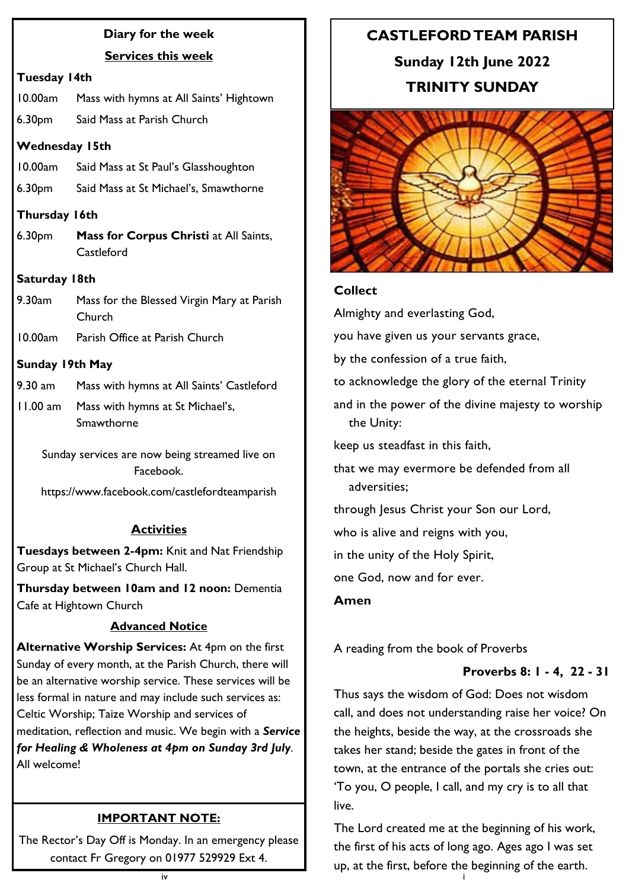## Diary for the week

**Services this week**

**Tuesday 14th**

10.00am Mass with hymns at All Saints' Hightown

6.30pm Said Mass at Parish Church

**Wednesday 15th**

10.00am Said Mass at St Paul's Glasshoughton

6.30pm Said Mass at St Michael's, Smawthorne

**Thursday 16th**

6.30pm **Mass for Corpus Christi** at All Saints, Castleford

**Saturday 18th**

9.30am Mass for the Blessed Virgin Mary at Parish Church

10.00am Parish Office at Parish Church

**Sunday 19th May**

9.30 am Mass with hymns at All Saints' Castleford

11.00 am Mass with hymns at St Michael's, Smawthorne

Sunday services are now being streamed live on Facebook.

https://www.facebook.com/castlefordteamparish

**Activities**

**Tuesdays between 2-4pm:** Knit and Nat Friendship Group at St Michael's Church Hall.

**Thursday between 10am and 12 noon:** Dementia Cafe at Hightown Church

**Advanced Notice**

**Alternative Worship Services:** At 4pm on the first Sunday of every month, at the Parish Church, there will be an alternative worship service. These services will be less formal in nature and may include such services as: Celtic Worship; Taize Worship and services of meditation, reflection and music. We begin with a ***Service for Healing & Wholeness at 4pm on Sunday 3rd July***. All welcome!

**IMPORTANT NOTE:**

The Rector's Day Off is Monday. In an emergency please contact Fr Gregory on 01977 529929 Ext 4.

# CASTLEFORD TEAM PARISH

## Sunday 12th June 2022

## TRINITY SUNDAY

**Collect**

Almighty and everlasting God,
you have given us your servants grace,
by the confession of a true faith,
to acknowledge the glory of the eternal Trinity
and in the power of the divine majesty to worship the Unity:
keep us steadfast in this faith,
that we may evermore be defended from all adversities;
through Jesus Christ your Son our Lord,
who is alive and reigns with you,
in the unity of the Holy Spirit,
one God, now and for ever.

**Amen**

A reading from the book of Proverbs

**Proverbs 8: 1 - 4, 22 - 31**

Thus says the wisdom of God: Does not wisdom call, and does not understanding raise her voice? On the heights, beside the way, at the crossroads she takes her stand; beside the gates in front of the town, at the entrance of the portals she cries out: 'To you, O people, I call, and my cry is to all that live.

The Lord created me at the beginning of his work, the first of his acts of long ago. Ages ago I was set up, at the first, before the beginning of the earth.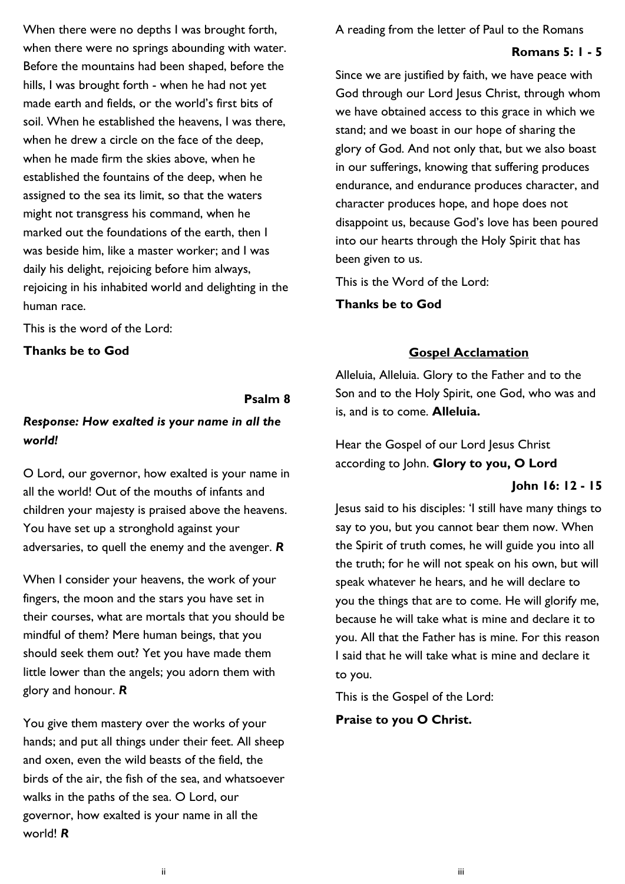When there were no depths I was brought forth, when there were no springs abounding with water. Before the mountains had been shaped, before the hills, I was brought forth - when he had not yet made earth and fields, or the world's first bits of soil. When he established the heavens, I was there, when he drew a circle on the face of the deep, when he made firm the skies above, when he established the fountains of the deep, when he assigned to the sea its limit, so that the waters might not transgress his command, when he marked out the foundations of the earth, then I was beside him, like a master worker; and I was daily his delight, rejoicing before him always, rejoicing in his inhabited world and delighting in the human race.

This is the word of the Lord:

**Thanks be to God**

**Psalm 8**

***Response: How exalted is your name in all the world!***

O Lord, our governor, how exalted is your name in all the world! Out of the mouths of infants and children your majesty is praised above the heavens. You have set up a stronghold against your adversaries, to quell the enemy and the avenger. ***R***

When I consider your heavens, the work of your fingers, the moon and the stars you have set in their courses, what are mortals that you should be mindful of them? Mere human beings, that you should seek them out? Yet you have made them little lower than the angels; you adorn them with glory and honour. ***R***

You give them mastery over the works of your hands; and put all things under their feet. All sheep and oxen, even the wild beasts of the field, the birds of the air, the fish of the sea, and whatsoever walks in the paths of the sea. O Lord, our governor, how exalted is your name in all the world! ***R***

A reading from the letter of Paul to the Romans

**Romans 5: 1 - 5**

Since we are justified by faith, we have peace with God through our Lord Jesus Christ, through whom we have obtained access to this grace in which we stand; and we boast in our hope of sharing the glory of God. And not only that, but we also boast in our sufferings, knowing that suffering produces endurance, and endurance produces character, and character produces hope, and hope does not disappoint us, because God's love has been poured into our hearts through the Holy Spirit that has been given to us.

This is the Word of the Lord:

**Thanks be to God**

## Gospel Acclamation

Alleluia, Alleluia. Glory to the Father and to the Son and to the Holy Spirit, one God, who was and is, and is to come. **Alleluia.**

Hear the Gospel of our Lord Jesus Christ according to John. **Glory to you, O Lord**

**John 16: 12 - 15**

Jesus said to his disciples: 'I still have many things to say to you, but you cannot bear them now. When the Spirit of truth comes, he will guide you into all the truth; for he will not speak on his own, but will speak whatever he hears, and he will declare to you the things that are to come. He will glorify me, because he will take what is mine and declare it to you. All that the Father has is mine. For this reason I said that he will take what is mine and declare it to you.

This is the Gospel of the Lord:

**Praise to you O Christ.**